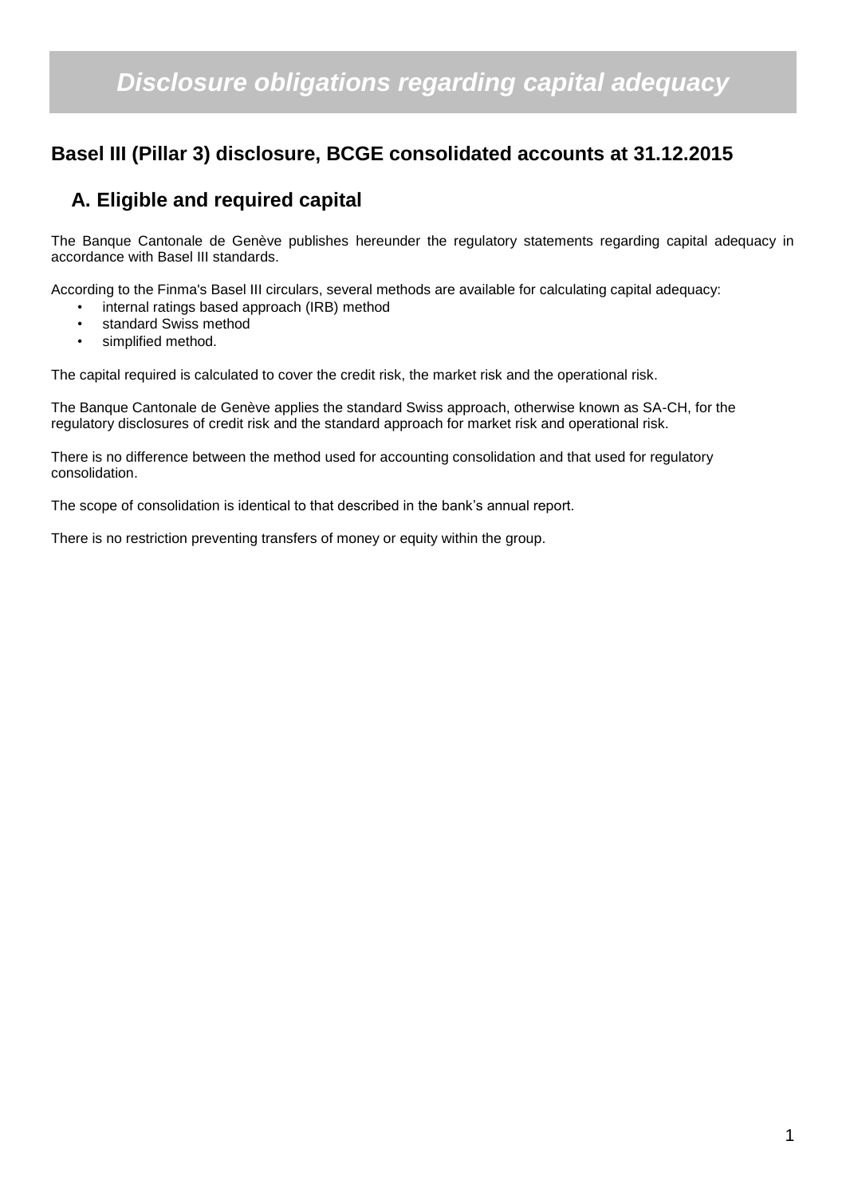# *Disclosure obligations regarding capital adequacy*

## Basel III (Pillar 3) disclosure, BCGE consolidated accounts at 31.12.2015

### A. Eligible and required capital

The Banque Cantonale de Genève publishes hereunder the regulatory statements regarding capital adequacy in accordance with Basel III standards.

According to the Finma's Basel III circulars, several methods are available for calculating capital adequacy:

- internal ratings based approach (IRB) method
- standard Swiss method
- simplified method.

The capital required is calculated to cover the credit risk, the market risk and the operational risk.

The Banque Cantonale de Genève applies the standard Swiss approach, otherwise known as SA-CH, for the regulatory disclosures of credit risk and the standard approach for market risk and operational risk.

There is no difference between the method used for accounting consolidation and that used for regulatory consolidation.

The scope of consolidation is identical to that described in the bank's annual report.

There is no restriction preventing transfers of money or equity within the group.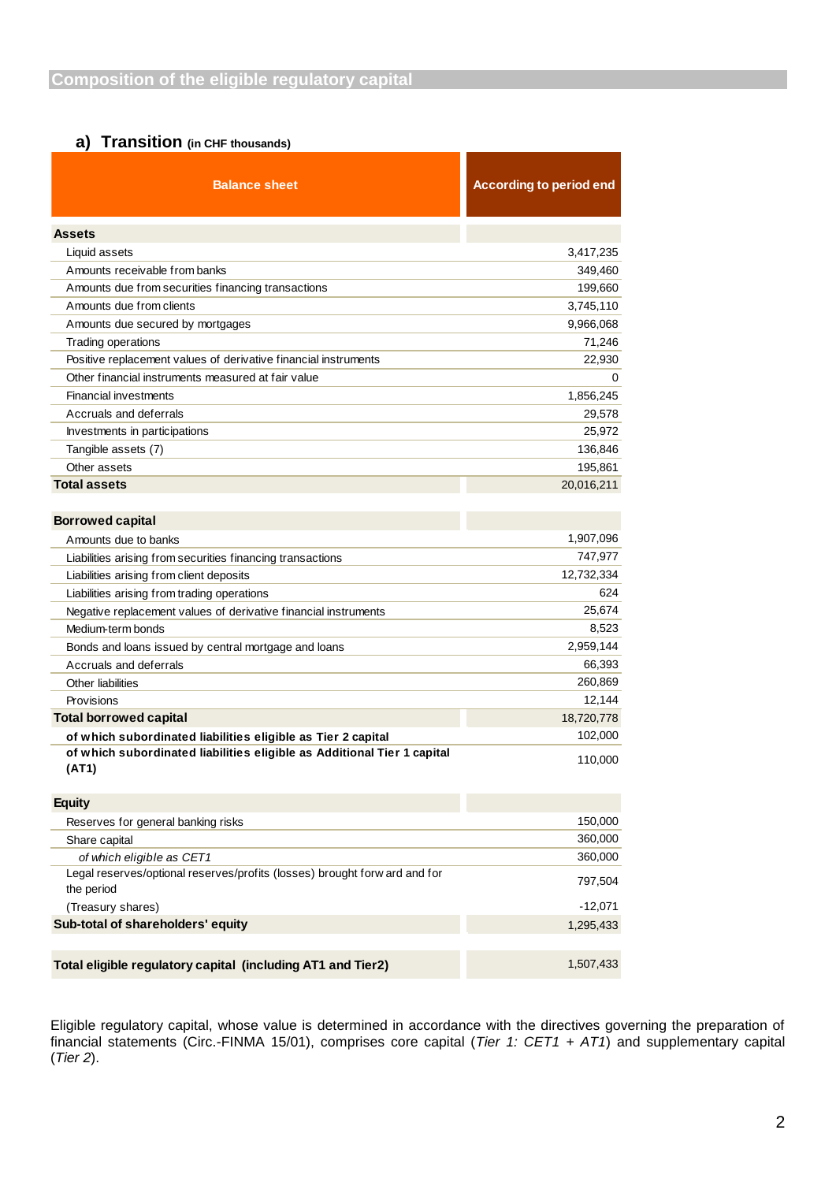## Composition of the eligible regulatory capital

### a) Transition (in CHF thousands)

| Balance sheet | According to period end |
|---|---|
| **Assets** | |
| Liquid assets | 3,417,235 |
| Amounts receivable from banks | 349,460 |
| Amounts due from securities financing transactions | 199,660 |
| Amounts due from clients | 3,745,110 |
| Amounts due secured by mortgages | 9,966,068 |
| Trading operations | 71,246 |
| Positive replacement values of derivative financial instruments | 22,930 |
| Other financial instruments measured at fair value | 0 |
| Financial investments | 1,856,245 |
| Accruals and deferrals | 29,578 |
| Investments in participations | 25,972 |
| Tangible assets (7) | 136,846 |
| Other assets | 195,861 |
| **Total assets** | 20,016,211 |
| | |
| **Borrowed capital** | |
| Amounts due to banks | 1,907,096 |
| Liabilities arising from securities financing transactions | 747,977 |
| Liabilities arising from client deposits | 12,732,334 |
| Liabilities arising from trading operations | 624 |
| Negative replacement values of derivative financial instruments | 25,674 |
| Medium-term bonds | 8,523 |
| Bonds and loans issued by central mortgage and loans | 2,959,144 |
| Accruals and deferrals | 66,393 |
| Other liabilities | 260,869 |
| Provisions | 12,144 |
| **Total borrowed capital** | 18,720,778 |
| **of which subordinated liabilities eligible as Tier 2 capital** | 102,000 |
| **of which subordinated liabilities eligible as Additional Tier 1 capital (AT1)** | 110,000 |
| | |
| **Equity** | |
| Reserves for general banking risks | 150,000 |
| Share capital | 360,000 |
| *of which eligible as CET1* | 360,000 |
| Legal reserves/optional reserves/profits (losses) brought forward and for the period | 797,504 |
| (Treasury shares) | -12,071 |
| **Sub-total of shareholders' equity** | 1,295,433 |
| | |
| **Total eligible regulatory capital (including AT1 and Tier2)** | 1,507,433 |

Eligible regulatory capital, whose value is determined in accordance with the directives governing the preparation of financial statements (Circ.-FINMA 15/01), comprises core capital (*Tier 1: CET1 + AT1*) and supplementary capital (*Tier 2*).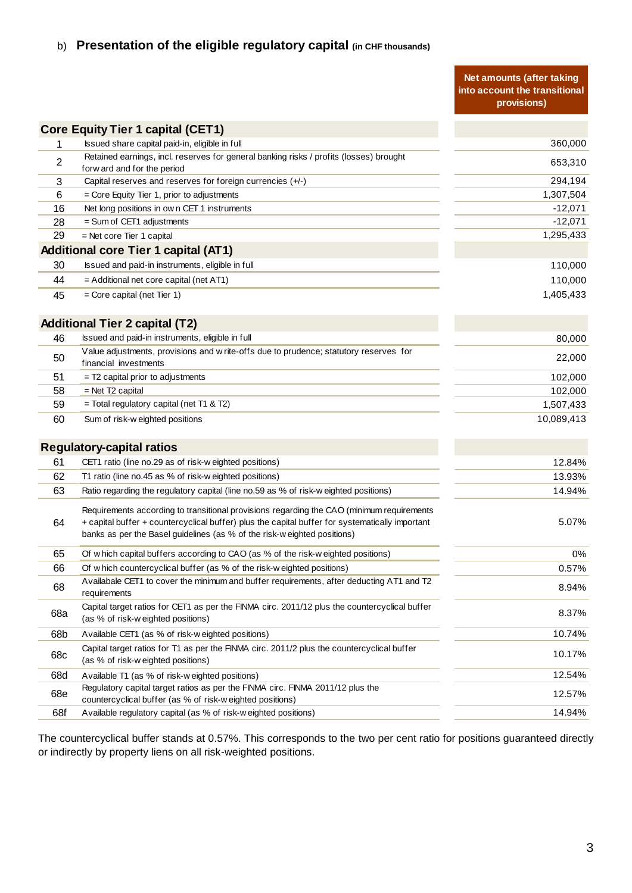b) **Presentation of the eligible regulatory capital** (in CHF thousands)

| | | Net amounts (after taking into account the transitional provisions) |
|---|---|---|
| **Core Equity Tier 1 capital (CET1)** | | |
| 1 | Issued share capital paid-in, eligible in full | 360,000 |
| 2 | Retained earnings, incl. reserves for general banking risks / profits (losses) brought forward and for the period | 653,310 |
| 3 | Capital reserves and reserves for foreign currencies (+/-) | 294,194 |
| 6 | = Core Equity Tier 1, prior to adjustments | 1,307,504 |
| 16 | Net long positions in own CET 1 instruments | -12,071 |
| 28 | = Sum of CET1 adjustments | -12,071 |
| 29 | = Net core Tier 1 capital | 1,295,433 |
| **Additional core Tier 1 capital (AT1)** | | |
| 30 | Issued and paid-in instruments, eligible in full | 110,000 |
| 44 | = Additional net core capital (net AT1) | 110,000 |
| 45 | = Core capital (net Tier 1) | 1,405,433 |
| **Additional Tier 2 capital (T2)** | | |
| 46 | Issued and paid-in instruments, eligible in full | 80,000 |
| 50 | Value adjustments, provisions and write-offs due to prudence; statutory reserves for financial investments | 22,000 |
| 51 | = T2 capital prior to adjustments | 102,000 |
| 58 | = Net T2 capital | 102,000 |
| 59 | = Total regulatory capital (net T1 & T2) | 1,507,433 |
| 60 | Sum of risk-weighted positions | 10,089,413 |
| **Regulatory-capital ratios** | | |
| 61 | CET1 ratio (line no.29 as of risk-weighted positions) | 12.84% |
| 62 | T1 ratio (line no.45 as % of risk-weighted positions) | 13.93% |
| 63 | Ratio regarding the regulatory capital (line no.59 as % of risk-weighted positions) | 14.94% |
| 64 | Requirements according to transitional provisions regarding the CAO (minimum requirements + capital buffer + countercyclical buffer) plus the capital buffer for systematically important banks as per the Basel guidelines (as % of the risk-weighted positions) | 5.07% |
| 65 | Of which capital buffers according to CAO (as % of the risk-weighted positions) | 0% |
| 66 | Of which countercyclical buffer (as % of the risk-weighted positions) | 0.57% |
| 68 | Availabale CET1 to cover the minimum and buffer requirements, after deducting AT1 and T2 requirements | 8.94% |
| 68a | Capital target ratios for CET1 as per the FINMA circ. 2011/12 plus the countercyclical buffer (as % of risk-weighted positions) | 8.37% |
| 68b | Available CET1 (as % of risk-weighted positions) | 10.74% |
| 68c | Capital target ratios for T1 as per the FINMA circ. 2011/2 plus the countercyclical buffer (as % of risk-weighted positions) | 10.17% |
| 68d | Available T1 (as % of risk-weighted positions) | 12.54% |
| 68e | Regulatory capital target ratios as per the FINMA circ. FINMA 2011/12 plus the countercyclical buffer (as % of risk-weighted positions) | 12.57% |
| 68f | Available regulatory capital (as % of risk-weighted positions) | 14.94% |

The countercyclical buffer stands at 0.57%. This corresponds to the two per cent ratio for positions guaranteed directly or indirectly by property liens on all risk-weighted positions.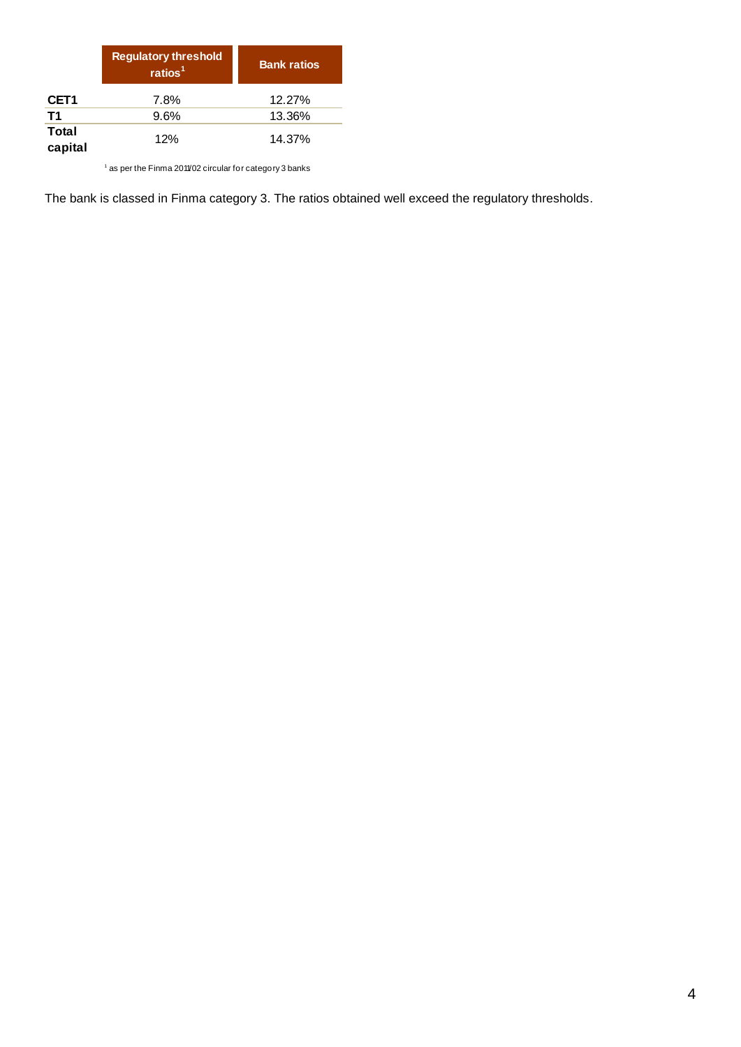| | Regulatory threshold ratios[1] | Bank ratios |
|---|---|---|
| **CET1** | 7.8% | 12.27% |
| **T1** | 9.6% | 13.36% |
| **Total capital** | 12% | 14.37% |

[1] as per the Finma 2011/02 circular for category 3 banks

The bank is classed in Finma category 3. The ratios obtained well exceed the regulatory thresholds.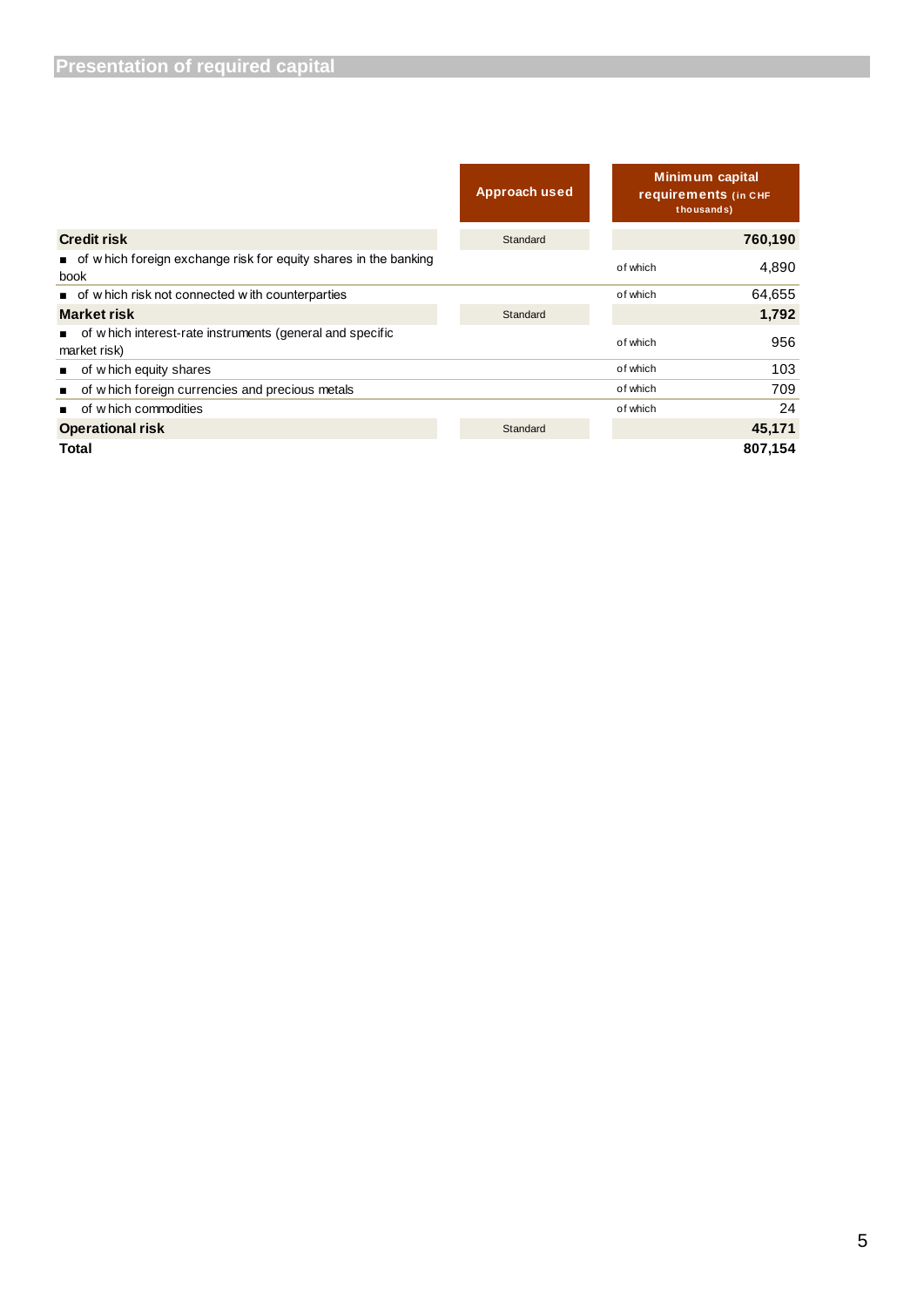## Presentation of required capital

| | Approach used | Minimum capital requirements (in CHF thousands) | |
|---|---|---|---|
| **Credit risk** | Standard | | **760,190** |
| ■ of which foreign exchange risk for equity shares in the banking book | | of which | 4,890 |
| ■ of which risk not connected with counterparties | | of which | 64,655 |
| **Market risk** | Standard | | **1,792** |
| ■ of which interest-rate instruments (general and specific market risk) | | of which | 956 |
| ■ of which equity shares | | of which | 103 |
| ■ of which foreign currencies and precious metals | | of which | 709 |
| ■ of which commodities | | of which | 24 |
| **Operational risk** | Standard | | **45,171** |
| **Total** | | | **807,154** |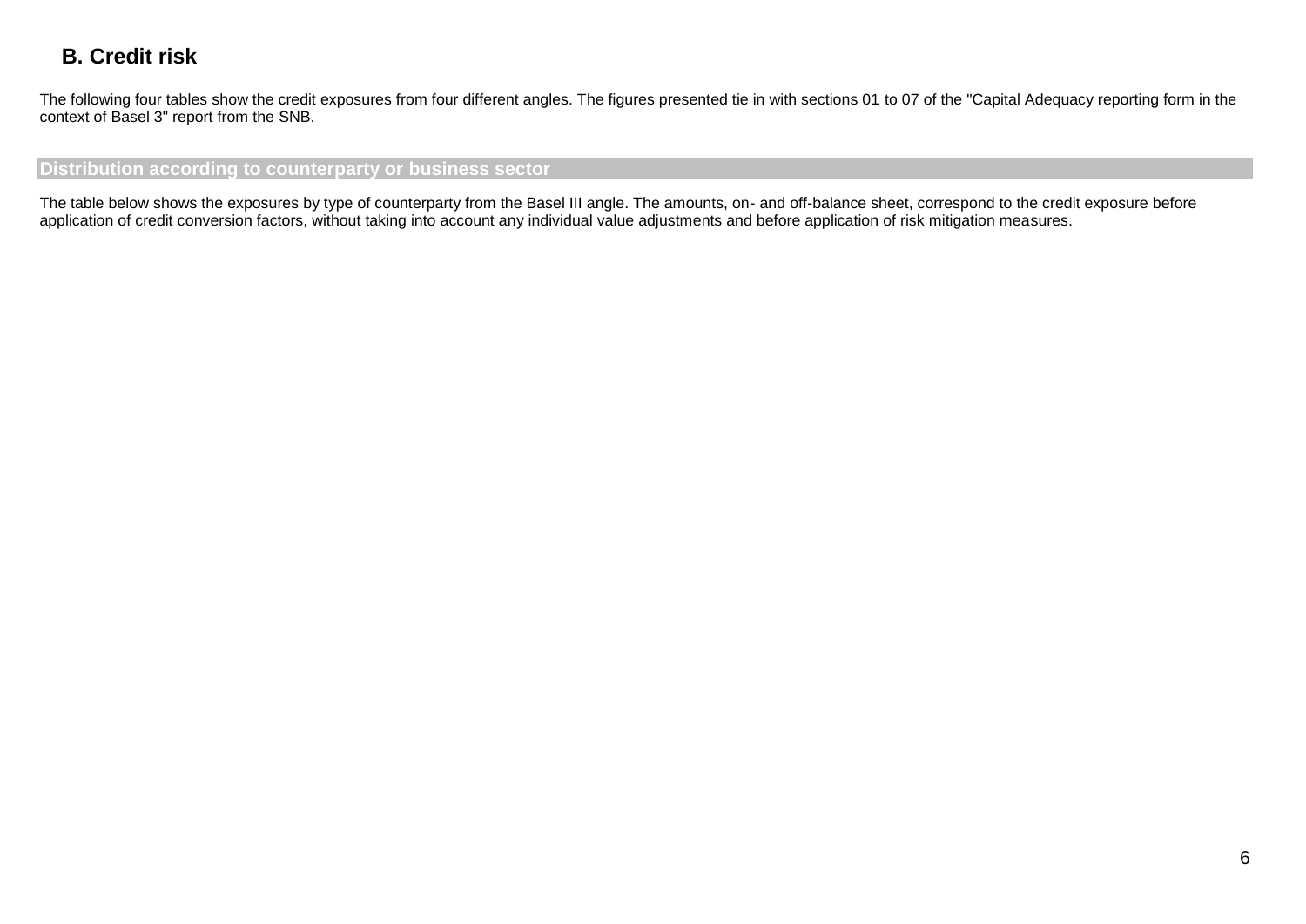## B. Credit risk

The following four tables show the credit exposures from four different angles. The figures presented tie in with sections 01 to 07 of the "Capital Adequacy reporting form in the context of Basel 3" report from the SNB.

### Distribution according to counterparty or business sector

The table below shows the exposures by type of counterparty from the Basel III angle. The amounts, on- and off-balance sheet, correspond to the credit exposure before application of credit conversion factors, without taking into account any individual value adjustments and before application of risk mitigation measures.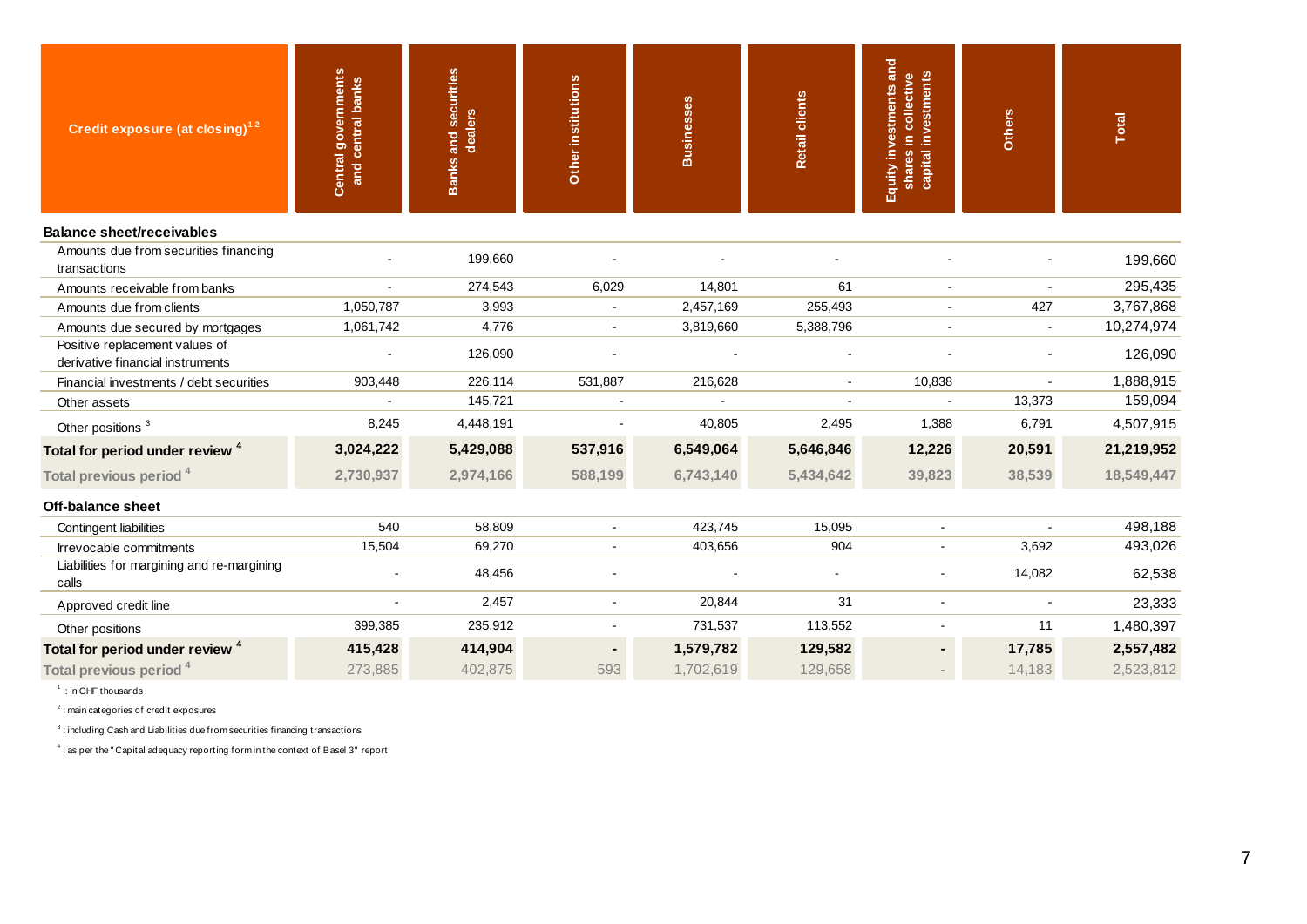| Credit exposure (at closing)[1 2] | Central governments and central banks | Banks and securities dealers | Other institutions | Businesses | Retail clients | Equity investments and shares in collective capital investments | Others | Total |
|---|---|---|---|---|---|---|---|---|
| **Balance sheet/receivables** | | | | | | | | |
| Amounts due from securities financing transactions | - | 199,660 | - | - | - | - | - | 199,660 |
| Amounts receivable from banks | - | 274,543 | 6,029 | 14,801 | 61 | - | - | 295,435 |
| Amounts due from clients | 1,050,787 | 3,993 | - | 2,457,169 | 255,493 | - | 427 | 3,767,868 |
| Amounts due secured by mortgages | 1,061,742 | 4,776 | - | 3,819,660 | 5,388,796 | - | - | 10,274,974 |
| Positive replacement values of derivative financial instruments | - | 126,090 | - | - | - | - | - | 126,090 |
| Financial investments / debt securities | 903,448 | 226,114 | 531,887 | 216,628 | - | 10,838 | - | 1,888,915 |
| Other assets | - | 145,721 | - | - | - | - | 13,373 | 159,094 |
| Other positions [3] | 8,245 | 4,448,191 | - | 40,805 | 2,495 | 1,388 | 6,791 | 4,507,915 |
| **Total for period under review [4]** | **3,024,222** | **5,429,088** | **537,916** | **6,549,064** | **5,646,846** | **12,226** | **20,591** | **21,219,952** |
| **Total previous period [4]** | **2,730,937** | **2,974,166** | **588,199** | **6,743,140** | **5,434,642** | **39,823** | **38,539** | **18,549,447** |
| **Off-balance sheet** | | | | | | | | |
| Contingent liabilities | 540 | 58,809 | - | 423,745 | 15,095 | - | - | 498,188 |
| Irrevocable commitments | 15,504 | 69,270 | - | 403,656 | 904 | - | 3,692 | 493,026 |
| Liabilities for margining and re-margining calls | - | 48,456 | - | - | - | - | 14,082 | 62,538 |
| Approved credit line | - | 2,457 | - | 20,844 | 31 | - | - | 23,333 |
| Other positions | 399,385 | 235,912 | - | 731,537 | 113,552 | - | 11 | 1,480,397 |
| **Total for period under review [4]** | **415,428** | **414,904** | **-** | **1,579,782** | **129,582** | **-** | **17,785** | **2,557,482** |
| **Total previous period [4]** | 273,885 | 402,875 | 593 | 1,702,619 | 129,658 | - | 14,183 | 2,523,812 |

[1] : in CHF thousands

[2] : main categories of credit exposures

[3] : including Cash and Liabilities due from securities financing transactions

[4] : as per the "Capital adequacy reporting form in the context of Basel 3" report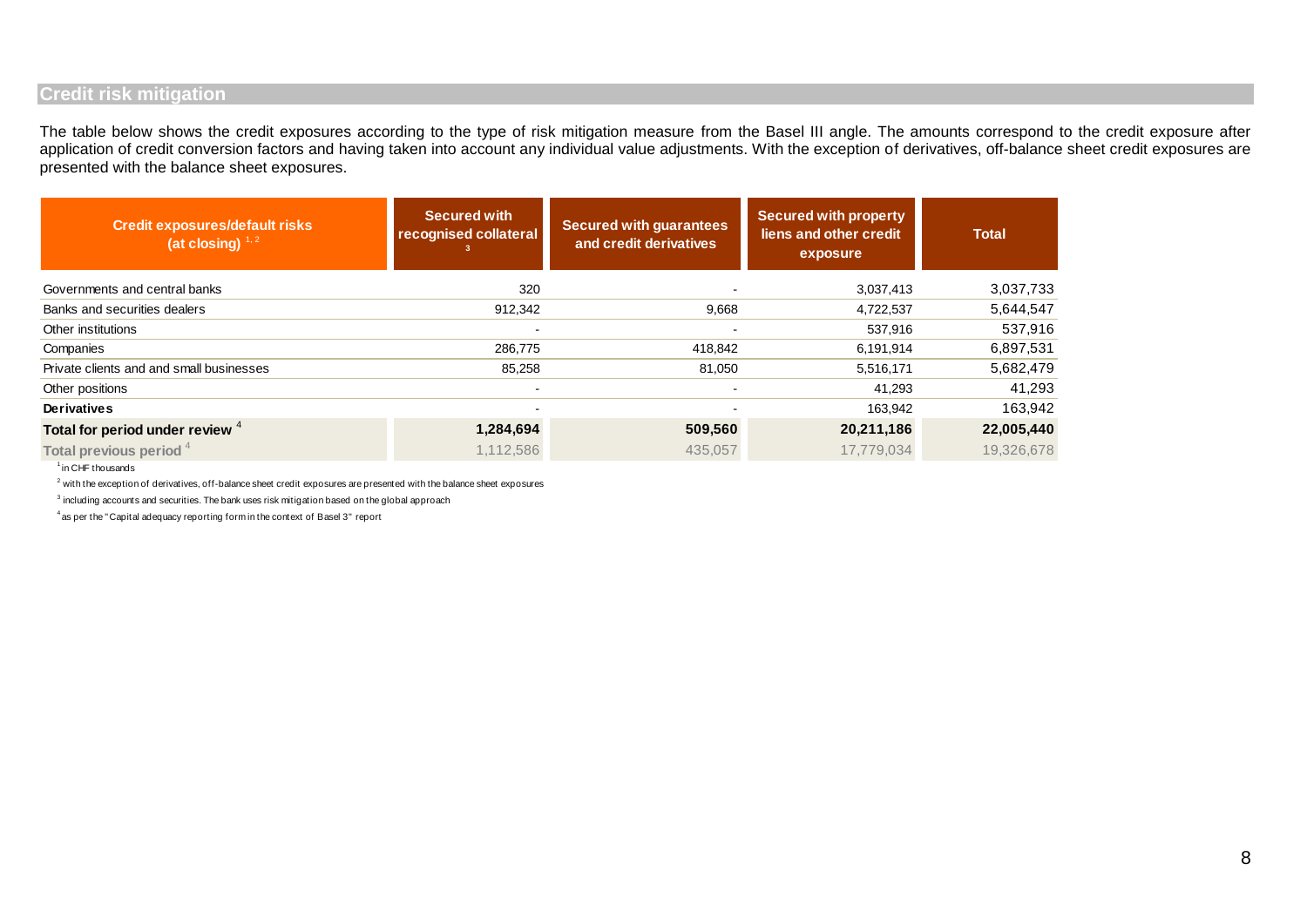## Credit risk mitigation

The table below shows the credit exposures according to the type of risk mitigation measure from the Basel III angle. The amounts correspond to the credit exposure after application of credit conversion factors and having taken into account any individual value adjustments. With the exception of derivatives, off-balance sheet credit exposures are presented with the balance sheet exposures.

| Credit exposures/default risks (at closing) [1, 2] | Secured with recognised collateral [3] | Secured with guarantees and credit derivatives | Secured with property liens and other credit exposure | Total |
|---|---|---|---|---|
| Governments and central banks | 320 | - | 3,037,413 | 3,037,733 |
| Banks and securities dealers | 912,342 | 9,668 | 4,722,537 | 5,644,547 |
| Other institutions | - | - | 537,916 | 537,916 |
| Companies | 286,775 | 418,842 | 6,191,914 | 6,897,531 |
| Private clients and and small businesses | 85,258 | 81,050 | 5,516,171 | 5,682,479 |
| Other positions | - | - | 41,293 | 41,293 |
| **Derivatives** | - | - | 163,942 | 163,942 |
| **Total for period under review** [4] | **1,284,694** | **509,560** | **20,211,186** | **22,005,440** |
| Total previous period [4] | 1,112,586 | 435,057 | 17,779,034 | 19,326,678 |

[1] in CHF thousands

[2] with the exception of derivatives, off-balance sheet credit exposures are presented with the balance sheet exposures

[3] including accounts and securities. The bank uses risk mitigation based on the global approach

[4] as per the "Capital adequacy reporting form in the context of Basel 3" report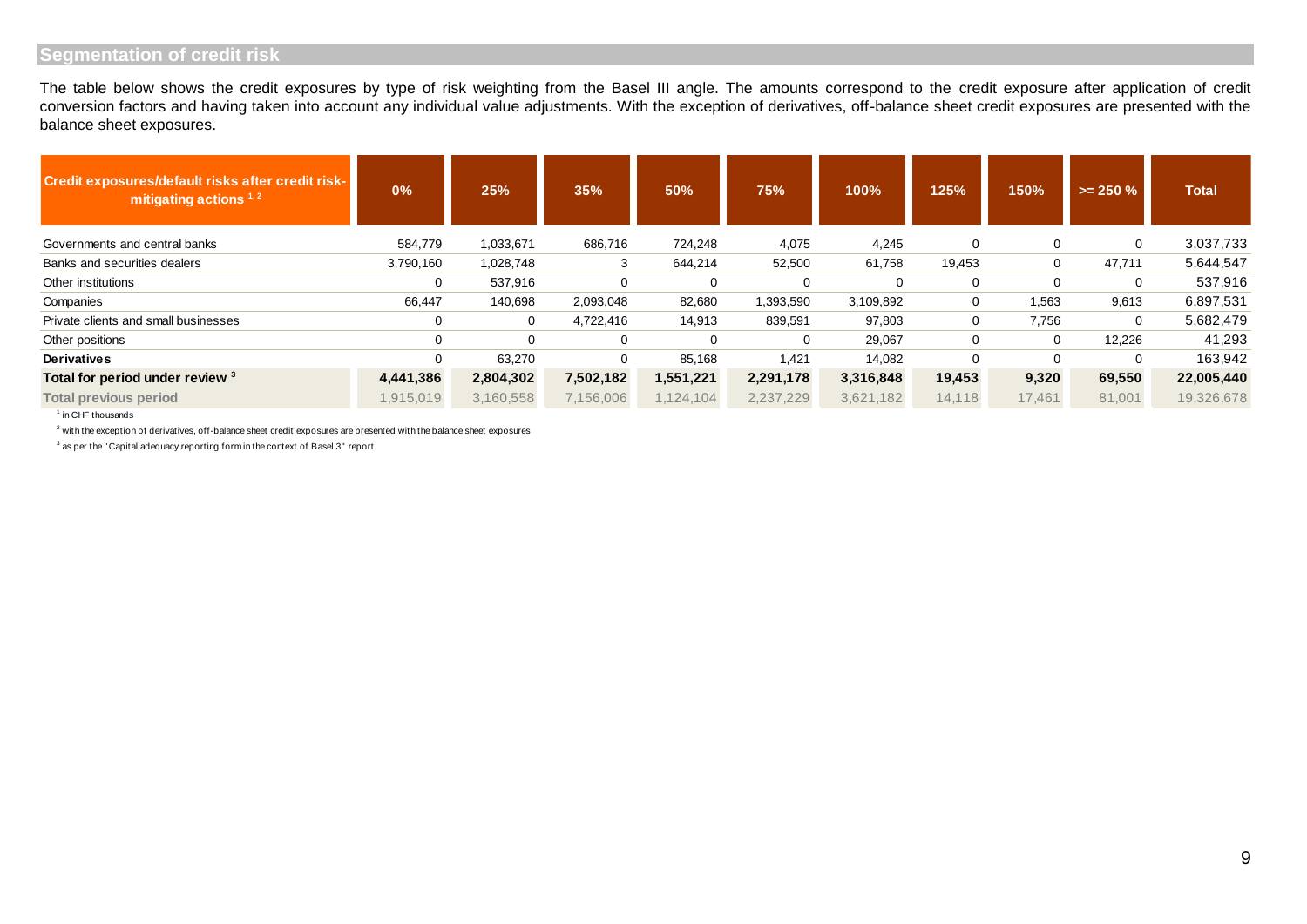## Segmentation of credit risk

The table below shows the credit exposures by type of risk weighting from the Basel III angle. The amounts correspond to the credit exposure after application of credit conversion factors and having taken into account any individual value adjustments. With the exception of derivatives, off-balance sheet credit exposures are presented with the balance sheet exposures.

| Credit exposures/default risks after credit risk-mitigating actions [1, 2] | 0% | 25% | 35% | 50% | 75% | 100% | 125% | 150% | >= 250 % | Total |
|---|---|---|---|---|---|---|---|---|---|---|
| Governments and central banks | 584,779 | 1,033,671 | 686,716 | 724,248 | 4,075 | 4,245 | 0 | 0 | 0 | 3,037,733 |
| Banks and securities dealers | 3,790,160 | 1,028,748 | 3 | 644,214 | 52,500 | 61,758 | 19,453 | 0 | 47,711 | 5,644,547 |
| Other institutions | 0 | 537,916 | 0 | 0 | 0 | 0 | 0 | 0 | 0 | 537,916 |
| Companies | 66,447 | 140,698 | 2,093,048 | 82,680 | 1,393,590 | 3,109,892 | 0 | 1,563 | 9,613 | 6,897,531 |
| Private clients and small businesses | 0 | 0 | 4,722,416 | 14,913 | 839,591 | 97,803 | 0 | 7,756 | 0 | 5,682,479 |
| Other positions | 0 | 0 | 0 | 0 | 0 | 29,067 | 0 | 0 | 12,226 | 41,293 |
| **Derivatives** | 0 | 63,270 | 0 | 85,168 | 1,421 | 14,082 | 0 | 0 | 0 | 163,942 |
| **Total for period under review [3]** | **4,441,386** | **2,804,302** | **7,502,182** | **1,551,221** | **2,291,178** | **3,316,848** | **19,453** | **9,320** | **69,550** | **22,005,440** |
| **Total previous period** | 1,915,019 | 3,160,558 | 7,156,006 | 1,124,104 | 2,237,229 | 3,621,182 | 14,118 | 17,461 | 81,001 | 19,326,678 |

[1] in CHF thousands

[2] with the exception of derivatives, off-balance sheet credit exposures are presented with the balance sheet exposures

[3] as per the "Capital adequacy reporting form in the context of Basel 3" report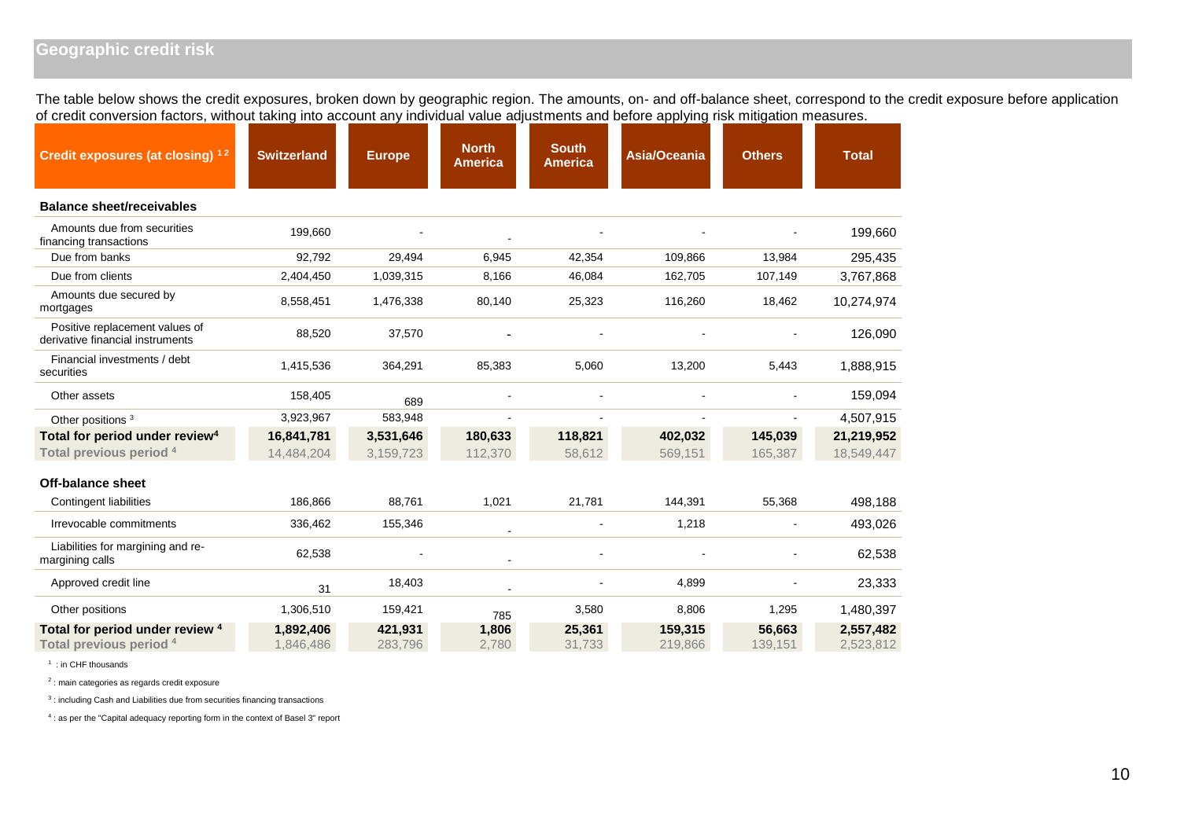## Geographic credit risk

The table below shows the credit exposures, broken down by geographic region. The amounts, on- and off-balance sheet, correspond to the credit exposure before application of credit conversion factors, without taking into account any individual value adjustments and before applying risk mitigation measures.

| Credit exposures (at closing) [1 2] | Switzerland | Europe | North America | South America | Asia/Oceania | Others | Total |
|---|---|---|---|---|---|---|---|
| **Balance sheet/receivables** | | | | | | | |
| Amounts due from securities financing transactions | 199,660 | - | - | - | - | - | 199,660 |
| Due from banks | 92,792 | 29,494 | 6,945 | 42,354 | 109,866 | 13,984 | 295,435 |
| Due from clients | 2,404,450 | 1,039,315 | 8,166 | 46,084 | 162,705 | 107,149 | 3,767,868 |
| Amounts due secured by mortgages | 8,558,451 | 1,476,338 | 80,140 | 25,323 | 116,260 | 18,462 | 10,274,974 |
| Positive replacement values of derivative financial instruments | 88,520 | 37,570 | - | - | - | - | 126,090 |
| Financial investments / debt securities | 1,415,536 | 364,291 | 85,383 | 5,060 | 13,200 | 5,443 | 1,888,915 |
| Other assets | 158,405 | 689 | - | - | - | - | 159,094 |
| Other positions [3] | 3,923,967 | 583,948 | - | - | - | - | 4,507,915 |
| **Total for period under review[4]** | **16,841,781** | **3,531,646** | **180,633** | **118,821** | **402,032** | **145,039** | **21,219,952** |
| **Total previous period [4]** | 14,484,204 | 3,159,723 | 112,370 | 58,612 | 569,151 | 165,387 | 18,549,447 |
| **Off-balance sheet** | | | | | | | |
| Contingent liabilities | 186,866 | 88,761 | 1,021 | 21,781 | 144,391 | 55,368 | 498,188 |
| Irrevocable commitments | 336,462 | 155,346 | - | - | 1,218 | - | 493,026 |
| Liabilities for margining and re-margining calls | 62,538 | - | - | - | - | - | 62,538 |
| Approved credit line | 31 | 18,403 | - | - | 4,899 | - | 23,333 |
| Other positions | 1,306,510 | 159,421 | 785 | 3,580 | 8,806 | 1,295 | 1,480,397 |
| **Total for period under review [4]** | **1,892,406** | **421,931** | **1,806** | **25,361** | **159,315** | **56,663** | **2,557,482** |
| **Total previous period [4]** | 1,846,486 | 283,796 | 2,780 | 31,733 | 219,866 | 139,151 | 2,523,812 |

[1] : in CHF thousands

[2] : main categories as regards credit exposure

[3] : including Cash and Liabilities due from securities financing transactions

[4] : as per the "Capital adequacy reporting form in the context of Basel 3" report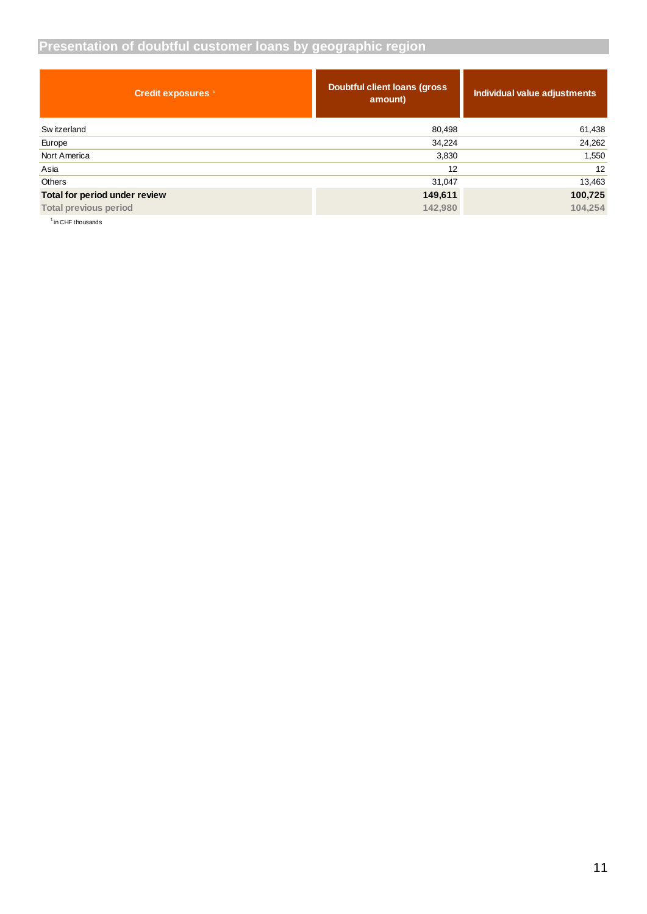## Presentation of doubtful customer loans by geographic region

| Credit exposures [1] | Doubtful client loans (gross amount) | Individual value adjustments |
|---|---|---|
| Switzerland | 80,498 | 61,438 |
| Europe | 34,224 | 24,262 |
| Nort America | 3,830 | 1,550 |
| Asia | 12 | 12 |
| Others | 31,047 | 13,463 |
| **Total for period under review** | **149,611** | **100,725** |
| **Total previous period** | **142,980** | **104,254** |

[1] in CHF thousands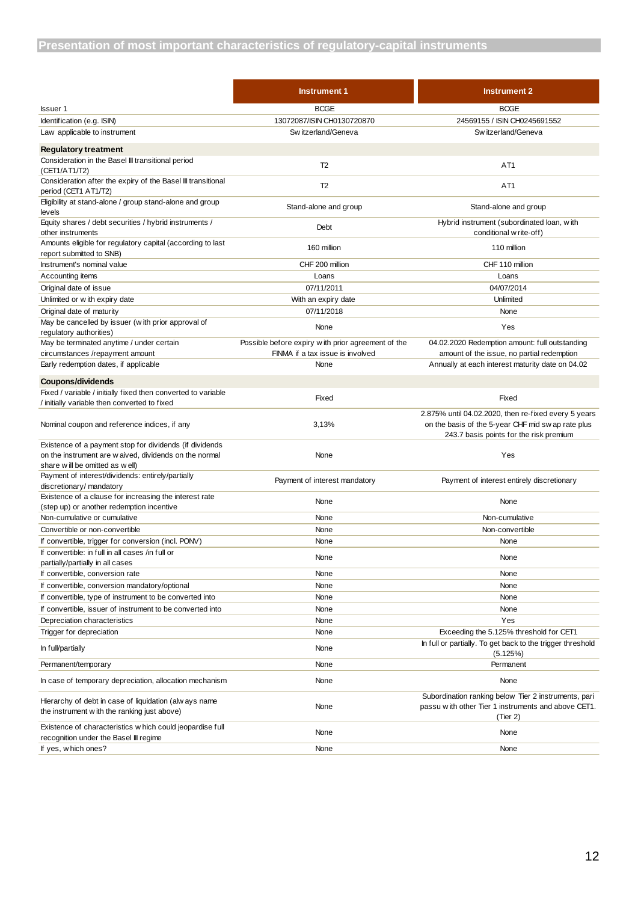## Presentation of most important characteristics of regulatory-capital instruments

| | Instrument 1 | Instrument 2 |
|---|---|---|
| Issuer 1 | BCGE | BCGE |
| Identification (e.g. ISIN) | 13072087/ISIN CH0130720870 | 24569155 / ISIN CH0245691552 |
| Law applicable to instrument | Switzerland/Geneva | Switzerland/Geneva |
| **Regulatory treatment** | | |
| Consideration in the Basel III transitional period (CET1/AT1/T2) | T2 | AT1 |
| Consideration after the expiry of the Basel III transitional period (CET1 AT1/T2) | T2 | AT1 |
| Eligibility at stand-alone / group stand-alone and group levels | Stand-alone and group | Stand-alone and group |
| Equity shares / debt securities / hybrid instruments / other instruments | Debt | Hybrid instrument (subordinated loan, with conditional write-off) |
| Amounts eligible for regulatory capital (according to last report submitted to SNB) | 160 million | 110 million |
| Instrument's nominal value | CHF 200 million | CHF 110 million |
| Accounting items | Loans | Loans |
| Original date of issue | 07/11/2011 | 04/07/2014 |
| Unlimited or with expiry date | With an expiry date | Unlimited |
| Original date of maturity | 07/11/2018 | None |
| May be cancelled by issuer (with prior approval of regulatory authorities) | None | Yes |
| May be terminated anytime / under certain circumstances /repayment amount | Possible before expiry with prior agreement of the FINMA if a tax issue is involved | 04.02.2020 Redemption amount: full outstanding amount of the issue, no partial redemption |
| Early redemption dates, if applicable | None | Annually at each interest maturity date on 04.02 |
| **Coupons/dividends** | | |
| Fixed / variable / initially fixed then converted to variable / initially variable then converted to fixed | Fixed | Fixed |
| Nominal coupon and reference indices, if any | 3,13% | 2.875% until 04.02.2020, then re-fixed every 5 years on the basis of the 5-year CHF mid swap rate plus 243.7 basis points for the risk premium |
| Existence of a payment stop for dividends (if dividends on the instrument are waived, dividends on the normal share will be omitted as well) | None | Yes |
| Payment of interest/dividends: entirely/partially discretionary/ mandatory | Payment of interest mandatory | Payment of interest entirely discretionary |
| Existence of a clause for increasing the interest rate (step up) or another redemption incentive | None | None |
| Non-cumulative or cumulative | None | Non-cumulative |
| Convertible or non-convertible | None | Non-convertible |
| If convertible, trigger for conversion (incl. PONV) | None | None |
| If convertible: in full in all cases /in full or partially/partially in all cases | None | None |
| If convertible, conversion rate | None | None |
| If convertible, conversion mandatory/optional | None | None |
| If convertible, type of instrument to be converted into | None | None |
| If convertible, issuer of instrument to be converted into | None | None |
| Depreciation characteristics | None | Yes |
| Trigger for depreciation | None | Exceeding the 5.125% threshold for CET1 |
| In full/partially | None | In full or partially. To get back to the trigger threshold (5.125%) |
| Permanent/temporary | None | Permanent |
| In case of temporary depreciation, allocation mechanism | None | None |
| Hierarchy of debt in case of liquidation (always name the instrument with the ranking just above) | None | Subordination ranking below Tier 2 instruments, pari passu with other Tier 1 instruments and above CET1. (Tier 2) |
| Existence of characteristics which could jeopardise full recognition under the Basel III regime | None | None |
| If yes, which ones? | None | None |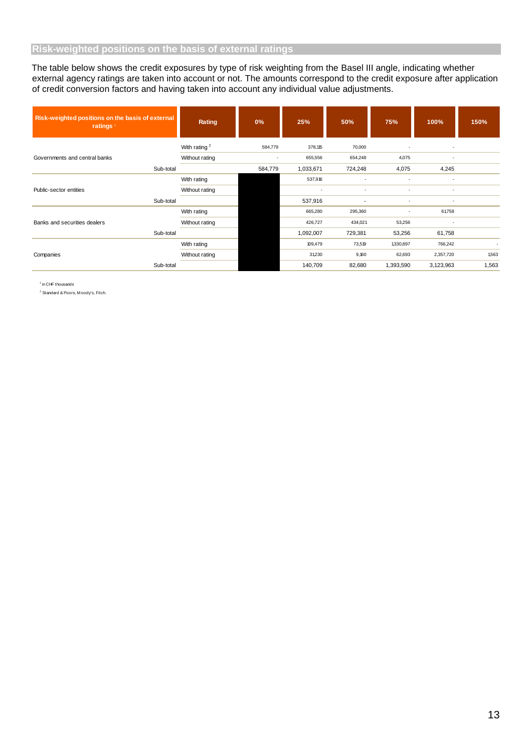## Risk-weighted positions on the basis of external ratings

The table below shows the credit exposures by type of risk weighting from the Basel III angle, indicating whether external agency ratings are taken into account or not. The amounts correspond to the credit exposure after application of credit conversion factors and having taken into account any individual value adjustments.

| Risk-weighted positions on the basis of external ratings [1] | Rating | 0% | 25% | 50% | 75% | 100% | 150% |
|---|---|---|---|---|---|---|---|
| Governments and central banks | With rating [2] | 584,779 | 378,115 | 70,000 | - | - | |
| | Without rating | - | 655,556 | 654,248 | 4,075 | - | |
| Sub-total | | 584,779 | 1,033,671 | 724,248 | 4,075 | 4,245 | |
| Public-sector entities | With rating | | 537,916 | - | - | - | |
| | Without rating | | - | - | - | - | |
| Sub-total | | | 537,916 | - | - | - | |
| Banks and securities dealers | With rating | | 665,280 | 295,360 | - | 61,758 | |
| | Without rating | | 426,727 | 434,021 | 53,256 | - | |
| Sub-total | | | 1,092,007 | 729,381 | 53,256 | 61,758 | |
| Companies | With rating | | 109,479 | 73,519 | 1,330,897 | 766,242 | - |
| | Without rating | | 31,230 | 9,160 | 62,693 | 2,357,720 | 1,563 |
| Sub-total | | | 140,709 | 82,680 | 1,393,590 | 3,123,963 | 1,563 |

[1] in CHF thousands

[2] Standard & Poors, Moody's, Fitch.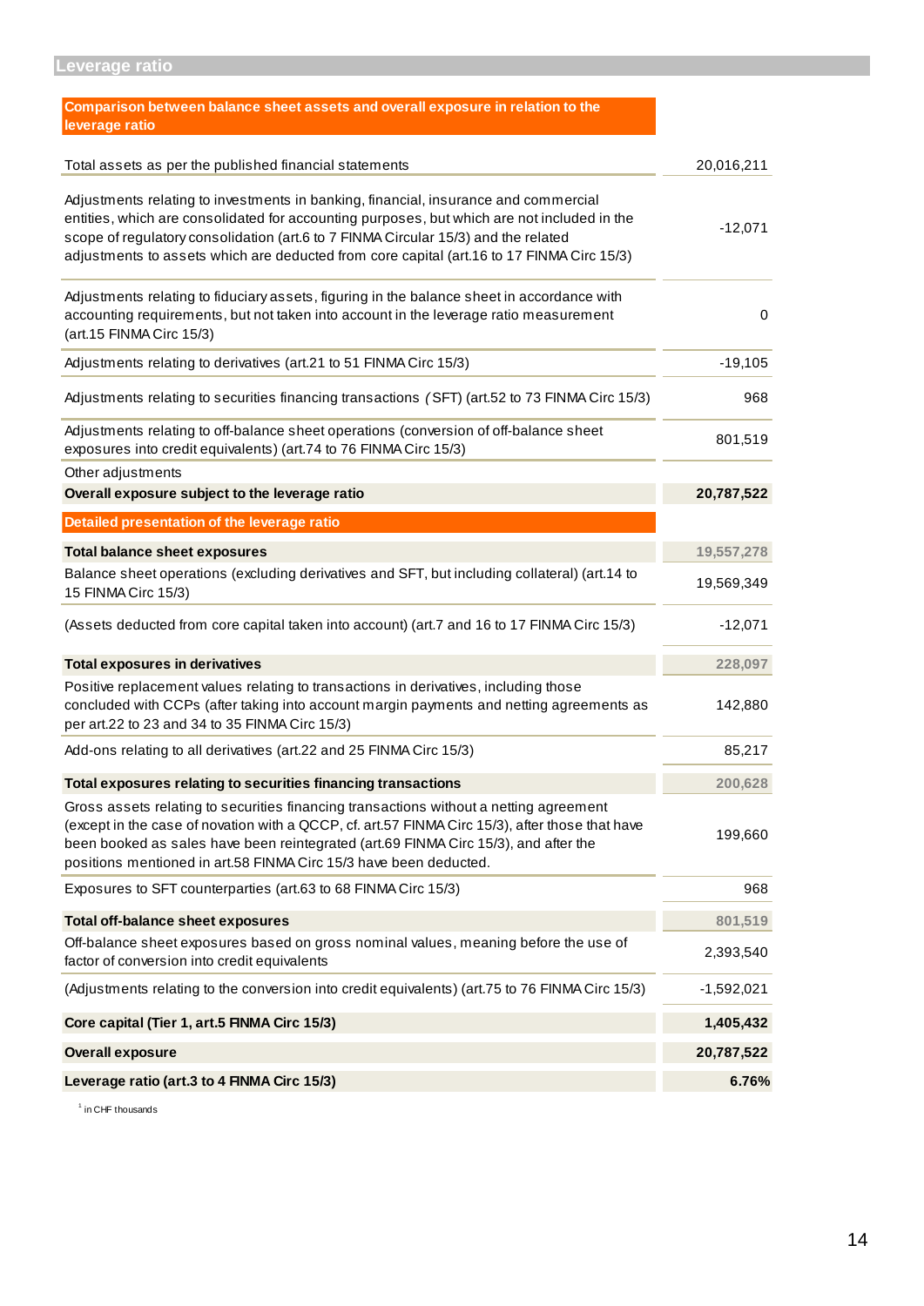## Leverage ratio

| Comparison between balance sheet assets and overall exposure in relation to the leverage ratio | |
|---|---|
| Total assets as per the published financial statements | 20,016,211 |
| Adjustments relating to investments in banking, financial, insurance and commercial entities, which are consolidated for accounting purposes, but which are not included in the scope of regulatory consolidation (art.6 to 7 FINMA Circular 15/3) and the related adjustments to assets which are deducted from core capital (art.16 to 17 FINMA Circ 15/3) | -12,071 |
| Adjustments relating to fiduciary assets, figuring in the balance sheet in accordance with accounting requirements, but not taken into account in the leverage ratio measurement (art.15 FINMA Circ 15/3) | 0 |
| Adjustments relating to derivatives (art.21 to 51 FINMA Circ 15/3) | -19,105 |
| Adjustments relating to securities financing transactions (SFT) (art.52 to 73 FINMA Circ 15/3) | 968 |
| Adjustments relating to off-balance sheet operations (conversion of off-balance sheet exposures into credit equivalents) (art.74 to 76 FINMA Circ 15/3) | 801,519 |
| Other adjustments | |
| **Overall exposure subject to the leverage ratio** | **20,787,522** |

| Detailed presentation of the leverage ratio | |
|---|---|
| **Total balance sheet exposures** | **19,557,278** |
| Balance sheet operations (excluding derivatives and SFT, but including collateral) (art.14 to 15 FINMA Circ 15/3) | 19,569,349 |
| (Assets deducted from core capital taken into account) (art.7 and 16 to 17 FINMA Circ 15/3) | -12,071 |
| **Total exposures in derivatives** | **228,097** |
| Positive replacement values relating to transactions in derivatives, including those concluded with CCPs (after taking into account margin payments and netting agreements as per art.22 to 23 and 34 to 35 FINMA Circ 15/3) | 142,880 |
| Add-ons relating to all derivatives (art.22 and 25 FINMA Circ 15/3) | 85,217 |
| **Total exposures relating to securities financing transactions** | **200,628** |
| Gross assets relating to securities financing transactions without a netting agreement (except in the case of novation with a QCCP, cf. art.57 FINMA Circ 15/3), after those that have been booked as sales have been reintegrated (art.69 FINMA Circ 15/3), and after the positions mentioned in art.58 FINMA Circ 15/3 have been deducted. | 199,660 |
| Exposures to SFT counterparties (art.63 to 68 FINMA Circ 15/3) | 968 |
| **Total off-balance sheet exposures** | **801,519** |
| Off-balance sheet exposures based on gross nominal values, meaning before the use of factor of conversion into credit equivalents | 2,393,540 |
| (Adjustments relating to the conversion into credit equivalents) (art.75 to 76 FINMA Circ 15/3) | -1,592,021 |
| **Core capital (Tier 1, art.5 FINMA Circ 15/3)** | **1,405,432** |
| **Overall exposure** | **20,787,522** |
| **Leverage ratio (art.3 to 4 FINMA Circ 15/3)** | **6.76%** |

[1] in CHF thousands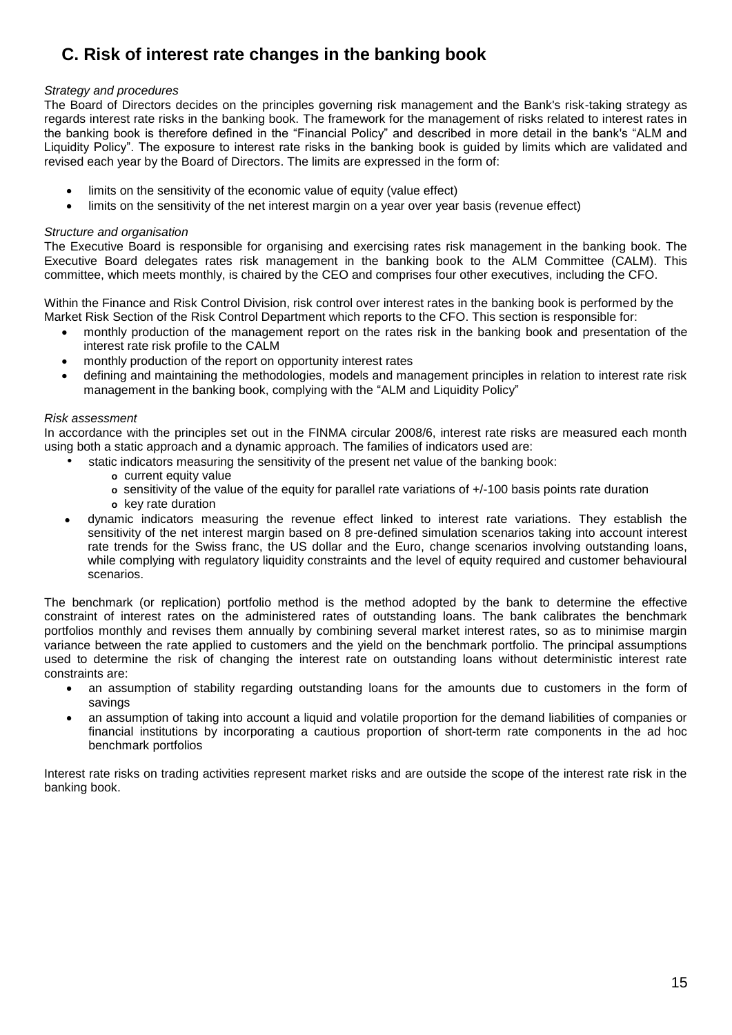## C. Risk of interest rate changes in the banking book

*Strategy and procedures*

The Board of Directors decides on the principles governing risk management and the Bank's risk-taking strategy as regards interest rate risks in the banking book. The framework for the management of risks related to interest rates in the banking book is therefore defined in the "Financial Policy" and described in more detail in the bank's "ALM and Liquidity Policy". The exposure to interest rate risks in the banking book is guided by limits which are validated and revised each year by the Board of Directors. The limits are expressed in the form of:

- limits on the sensitivity of the economic value of equity (value effect)
- limits on the sensitivity of the net interest margin on a year over year basis (revenue effect)

*Structure and organisation*

The Executive Board is responsible for organising and exercising rates risk management in the banking book. The Executive Board delegates rates risk management in the banking book to the ALM Committee (CALM). This committee, which meets monthly, is chaired by the CEO and comprises four other executives, including the CFO.

Within the Finance and Risk Control Division, risk control over interest rates in the banking book is performed by the Market Risk Section of the Risk Control Department which reports to the CFO. This section is responsible for:

- monthly production of the management report on the rates risk in the banking book and presentation of the interest rate risk profile to the CALM
- monthly production of the report on opportunity interest rates
- defining and maintaining the methodologies, models and management principles in relation to interest rate risk management in the banking book, complying with the "ALM and Liquidity Policy"

*Risk assessment*

In accordance with the principles set out in the FINMA circular 2008/6, interest rate risks are measured each month using both a static approach and a dynamic approach. The families of indicators used are:

- static indicators measuring the sensitivity of the present net value of the banking book:
  - current equity value
  - sensitivity of the value of the equity for parallel rate variations of +/-100 basis points rate duration
  - key rate duration
- dynamic indicators measuring the revenue effect linked to interest rate variations. They establish the sensitivity of the net interest margin based on 8 pre-defined simulation scenarios taking into account interest rate trends for the Swiss franc, the US dollar and the Euro, change scenarios involving outstanding loans, while complying with regulatory liquidity constraints and the level of equity required and customer behavioural scenarios.

The benchmark (or replication) portfolio method is the method adopted by the bank to determine the effective constraint of interest rates on the administered rates of outstanding loans. The bank calibrates the benchmark portfolios monthly and revises them annually by combining several market interest rates, so as to minimise margin variance between the rate applied to customers and the yield on the benchmark portfolio. The principal assumptions used to determine the risk of changing the interest rate on outstanding loans without deterministic interest rate constraints are:

- an assumption of stability regarding outstanding loans for the amounts due to customers in the form of savings
- an assumption of taking into account a liquid and volatile proportion for the demand liabilities of companies or financial institutions by incorporating a cautious proportion of short-term rate components in the ad hoc benchmark portfolios

Interest rate risks on trading activities represent market risks and are outside the scope of the interest rate risk in the banking book.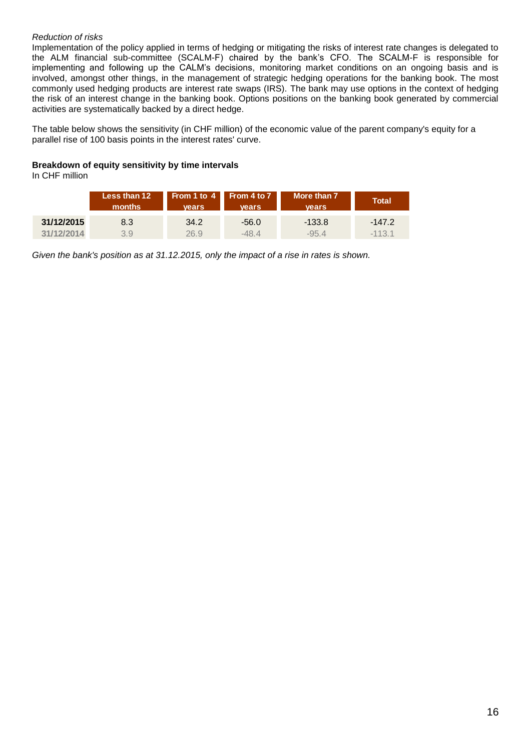*Reduction of risks*

Implementation of the policy applied in terms of hedging or mitigating the risks of interest rate changes is delegated to the ALM financial sub-committee (SCALM-F) chaired by the bank's CFO. The SCALM-F is responsible for implementing and following up the CALM's decisions, monitoring market conditions on an ongoing basis and is involved, amongst other things, in the management of strategic hedging operations for the banking book. The most commonly used hedging products are interest rate swaps (IRS). The bank may use options in the context of hedging the risk of an interest change in the banking book. Options positions on the banking book generated by commercial activities are systematically backed by a direct hedge.

The table below shows the sensitivity (in CHF million) of the economic value of the parent company's equity for a parallel rise of 100 basis points in the interest rates' curve.

**Breakdown of equity sensitivity by time intervals**

In CHF million

| | Less than 12 months | From 1 to 4 years | From 4 to 7 years | More than 7 years | Total |
|---|---|---|---|---|---|
| **31/12/2015** | 8.3 | 34.2 | -56.0 | -133.8 | -147.2 |
| **31/12/2014** | 3.9 | 26.9 | -48.4 | -95.4 | -113.1 |

*Given the bank's position as at 31.12.2015, only the impact of a rise in rates is shown.*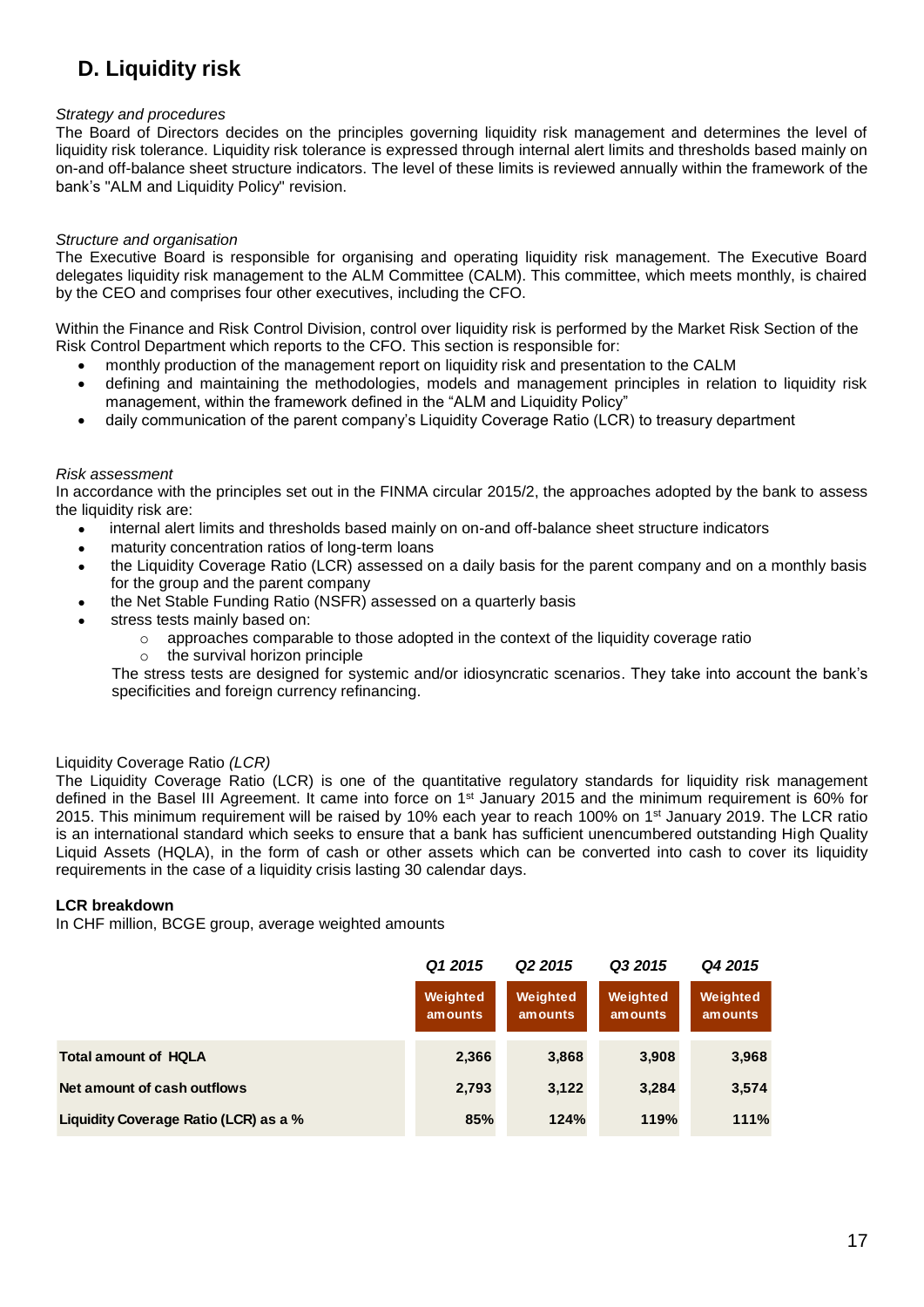## D. Liquidity risk

*Strategy and procedures*

The Board of Directors decides on the principles governing liquidity risk management and determines the level of liquidity risk tolerance. Liquidity risk tolerance is expressed through internal alert limits and thresholds based mainly on on-and off-balance sheet structure indicators. The level of these limits is reviewed annually within the framework of the bank's "ALM and Liquidity Policy" revision.

*Structure and organisation*

The Executive Board is responsible for organising and operating liquidity risk management. The Executive Board delegates liquidity risk management to the ALM Committee (CALM). This committee, which meets monthly, is chaired by the CEO and comprises four other executives, including the CFO.

Within the Finance and Risk Control Division, control over liquidity risk is performed by the Market Risk Section of the Risk Control Department which reports to the CFO. This section is responsible for:

- monthly production of the management report on liquidity risk and presentation to the CALM
- defining and maintaining the methodologies, models and management principles in relation to liquidity risk management, within the framework defined in the "ALM and Liquidity Policy"
- daily communication of the parent company's Liquidity Coverage Ratio (LCR) to treasury department

*Risk assessment*

In accordance with the principles set out in the FINMA circular 2015/2, the approaches adopted by the bank to assess the liquidity risk are:

- internal alert limits and thresholds based mainly on on-and off-balance sheet structure indicators
- maturity concentration ratios of long-term loans
- the Liquidity Coverage Ratio (LCR) assessed on a daily basis for the parent company and on a monthly basis for the group and the parent company
- the Net Stable Funding Ratio (NSFR) assessed on a quarterly basis
- stress tests mainly based on:
  - approaches comparable to those adopted in the context of the liquidity coverage ratio
  - the survival horizon principle

  The stress tests are designed for systemic and/or idiosyncratic scenarios. They take into account the bank's specificities and foreign currency refinancing.

Liquidity Coverage Ratio *(LCR)*

The Liquidity Coverage Ratio (LCR) is one of the quantitative regulatory standards for liquidity risk management defined in the Basel III Agreement. It came into force on 1st January 2015 and the minimum requirement is 60% for 2015. This minimum requirement will be raised by 10% each year to reach 100% on 1st January 2019. The LCR ratio is an international standard which seeks to ensure that a bank has sufficient unencumbered outstanding High Quality Liquid Assets (HQLA), in the form of cash or other assets which can be converted into cash to cover its liquidity requirements in the case of a liquidity crisis lasting 30 calendar days.

**LCR breakdown**

In CHF million, BCGE group, average weighted amounts

| | *Q1 2015* | *Q2 2015* | *Q3 2015* | *Q4 2015* |
|---|---|---|---|---|
| | **Weighted amounts** | **Weighted amounts** | **Weighted amounts** | **Weighted amounts** |
| **Total amount of HQLA** | **2,366** | **3,868** | **3,908** | **3,968** |
| **Net amount of cash outflows** | **2,793** | **3,122** | **3,284** | **3,574** |
| **Liquidity Coverage Ratio (LCR) as a %** | **85%** | **124%** | **119%** | **111%** |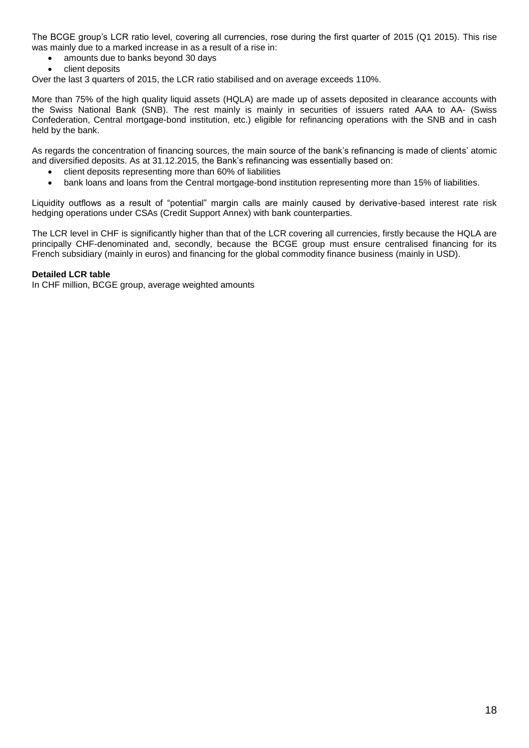The BCGE group's LCR ratio level, covering all currencies, rose during the first quarter of 2015 (Q1 2015). This rise was mainly due to a marked increase in as a result of a rise in:

- amounts due to banks beyond 30 days
- client deposits

Over the last 3 quarters of 2015, the LCR ratio stabilised and on average exceeds 110%.

More than 75% of the high quality liquid assets (HQLA) are made up of assets deposited in clearance accounts with the Swiss National Bank (SNB). The rest mainly is mainly in securities of issuers rated AAA to AA- (Swiss Confederation, Central mortgage-bond institution, etc.) eligible for refinancing operations with the SNB and in cash held by the bank.

As regards the concentration of financing sources, the main source of the bank's refinancing is made of clients' atomic and diversified deposits. As at 31.12.2015, the Bank's refinancing was essentially based on:

- client deposits representing more than 60% of liabilities
- bank loans and loans from the Central mortgage-bond institution representing more than 15% of liabilities.

Liquidity outflows as a result of "potential" margin calls are mainly caused by derivative-based interest rate risk hedging operations under CSAs (Credit Support Annex) with bank counterparties.

The LCR level in CHF is significantly higher than that of the LCR covering all currencies, firstly because the HQLA are principally CHF-denominated and, secondly, because the BCGE group must ensure centralised financing for its French subsidiary (mainly in euros) and financing for the global commodity finance business (mainly in USD).

**Detailed LCR table**

In CHF million, BCGE group, average weighted amounts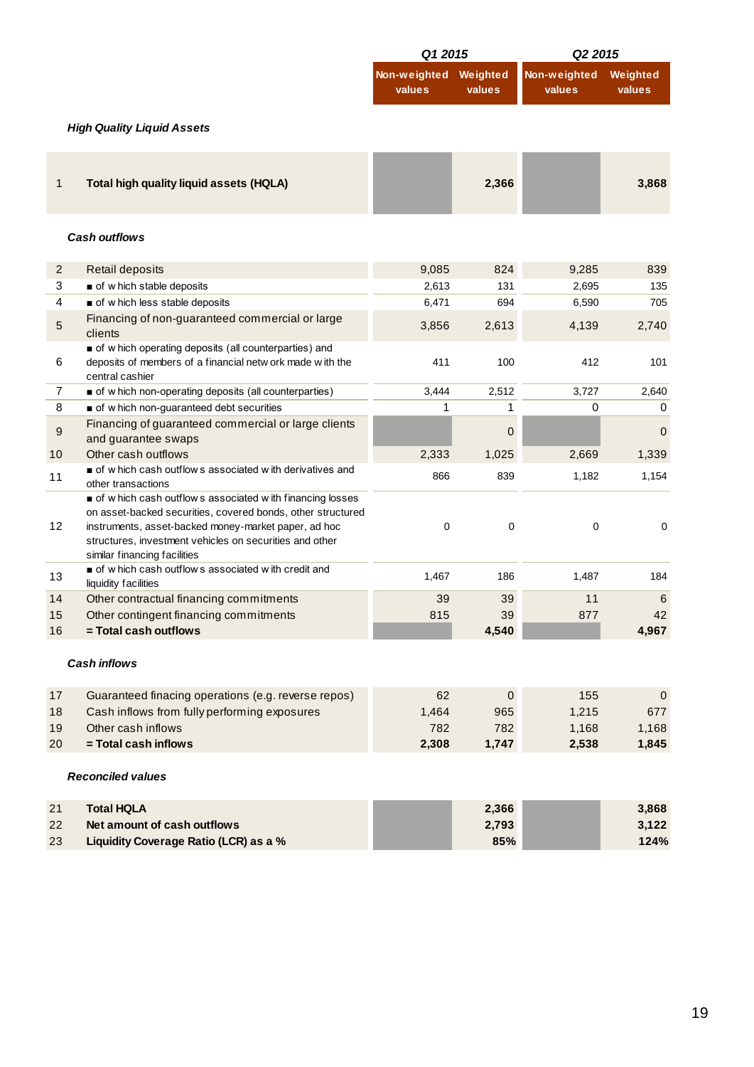| | | Q1 2015 | | Q2 2015 | |
|---|---|---|---|---|---|
| | | Non-weighted values | Weighted values | Non-weighted values | Weighted values |
| | ***High Quality Liquid Assets*** | | | | |
| 1 | **Total high quality liquid assets (HQLA)** | | **2,366** | | **3,868** |
| | ***Cash outflows*** | | | | |
| 2 | Retail deposits | 9,085 | 824 | 9,285 | 839 |
| 3 | ■ of which stable deposits | 2,613 | 131 | 2,695 | 135 |
| 4 | ■ of which less stable deposits | 6,471 | 694 | 6,590 | 705 |
| 5 | Financing of non-guaranteed commercial or large clients | 3,856 | 2,613 | 4,139 | 2,740 |
| 6 | ■ of which operating deposits (all counterparties) and deposits of members of a financial network made with the central cashier | 411 | 100 | 412 | 101 |
| 7 | ■ of which non-operating deposits (all counterparties) | 3,444 | 2,512 | 3,727 | 2,640 |
| 8 | ■ of which non-guaranteed debt securities | 1 | 1 | 0 | 0 |
| 9 | Financing of guaranteed commercial or large clients and guarantee swaps | | 0 | | 0 |
| 10 | Other cash outflows | 2,333 | 1,025 | 2,669 | 1,339 |
| 11 | ■ of which cash outflows associated with derivatives and other transactions | 866 | 839 | 1,182 | 1,154 |
| 12 | ■ of which cash outflows associated with financing losses on asset-backed securities, covered bonds, other structured instruments, asset-backed money-market paper, ad hoc structures, investment vehicles on securities and other similar financing facilities | 0 | 0 | 0 | 0 |
| 13 | ■ of which cash outflows associated with credit and liquidity facilities | 1,467 | 186 | 1,487 | 184 |
| 14 | Other contractual financing commitments | 39 | 39 | 11 | 6 |
| 15 | Other contingent financing commitments | 815 | 39 | 877 | 42 |
| 16 | **= Total cash outflows** | | **4,540** | | **4,967** |
| | ***Cash inflows*** | | | | |
| 17 | Guaranteed finacing operations (e.g. reverse repos) | 62 | 0 | 155 | 0 |
| 18 | Cash inflows from fully performing exposures | 1,464 | 965 | 1,215 | 677 |
| 19 | Other cash inflows | 782 | 782 | 1,168 | 1,168 |
| 20 | **= Total cash inflows** | **2,308** | **1,747** | **2,538** | **1,845** |
| | ***Reconciled values*** | | | | |
| 21 | **Total HQLA** | | **2,366** | | **3,868** |
| 22 | **Net amount of cash outflows** | | **2,793** | | **3,122** |
| 23 | **Liquidity Coverage Ratio (LCR) as a %** | | **85%** | | **124%** |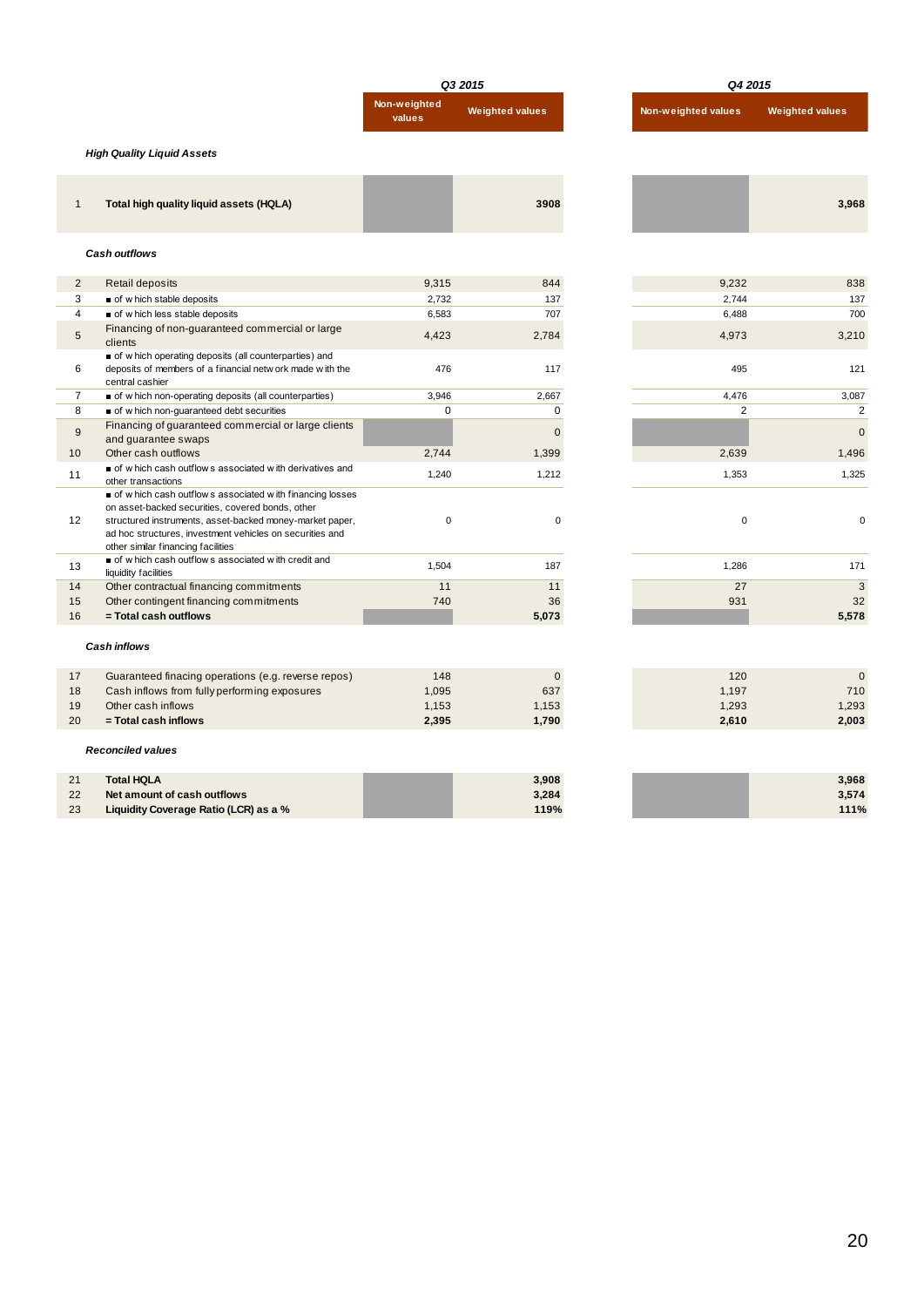| | | Q3 2015 | | Q4 2015 | |
|---|---|---|---|---|---|
| | | Non-weighted values | Weighted values | Non-weighted values | Weighted values |
| | ***High Quality Liquid Assets*** | | | | |
| 1 | **Total high quality liquid assets (HQLA)** | | **3908** | | **3,968** |
| | ***Cash outflows*** | | | | |
| 2 | Retail deposits | 9,315 | 844 | 9,232 | 838 |
| 3 | ■ of which stable deposits | 2,732 | 137 | 2,744 | 137 |
| 4 | ■ of which less stable deposits | 6,583 | 707 | 6,488 | 700 |
| 5 | Financing of non-guaranteed commercial or large clients | 4,423 | 2,784 | 4,973 | 3,210 |
| 6 | ■ of which operating deposits (all counterparties) and deposits of members of a financial network made with the central cashier | 476 | 117 | 495 | 121 |
| 7 | ■ of which non-operating deposits (all counterparties) | 3,946 | 2,667 | 4,476 | 3,087 |
| 8 | ■ of which non-guaranteed debt securities | 0 | 0 | 2 | 2 |
| 9 | Financing of guaranteed commercial or large clients and guarantee swaps | | 0 | | 0 |
| 10 | Other cash outflows | 2,744 | 1,399 | 2,639 | 1,496 |
| 11 | ■ of which cash outflows associated with derivatives and other transactions | 1,240 | 1,212 | 1,353 | 1,325 |
| 12 | ■ of which cash outflows associated with financing losses on asset-backed securities, covered bonds, other structured instruments, asset-backed money-market paper, ad hoc structures, investment vehicles on securities and other similar financing facilities | 0 | 0 | 0 | 0 |
| 13 | ■ of which cash outflows associated with credit and liquidity facilities | 1,504 | 187 | 1,286 | 171 |
| 14 | Other contractual financing commitments | 11 | 11 | 27 | 3 |
| 15 | Other contingent financing commitments | 740 | 36 | 931 | 32 |
| 16 | **= Total cash outflows** | | **5,073** | | **5,578** |
| | ***Cash inflows*** | | | | |
| 17 | Guaranteed finacing operations (e.g. reverse repos) | 148 | 0 | 120 | 0 |
| 18 | Cash inflows from fully performing exposures | 1,095 | 637 | 1,197 | 710 |
| 19 | Other cash inflows | 1,153 | 1,153 | 1,293 | 1,293 |
| 20 | **= Total cash inflows** | **2,395** | **1,790** | **2,610** | **2,003** |
| | ***Reconciled values*** | | | | |
| 21 | **Total HQLA** | | **3,908** | | **3,968** |
| 22 | **Net amount of cash outflows** | | **3,284** | | **3,574** |
| 23 | **Liquidity Coverage Ratio (LCR) as a %** | | **119%** | | **111%** |